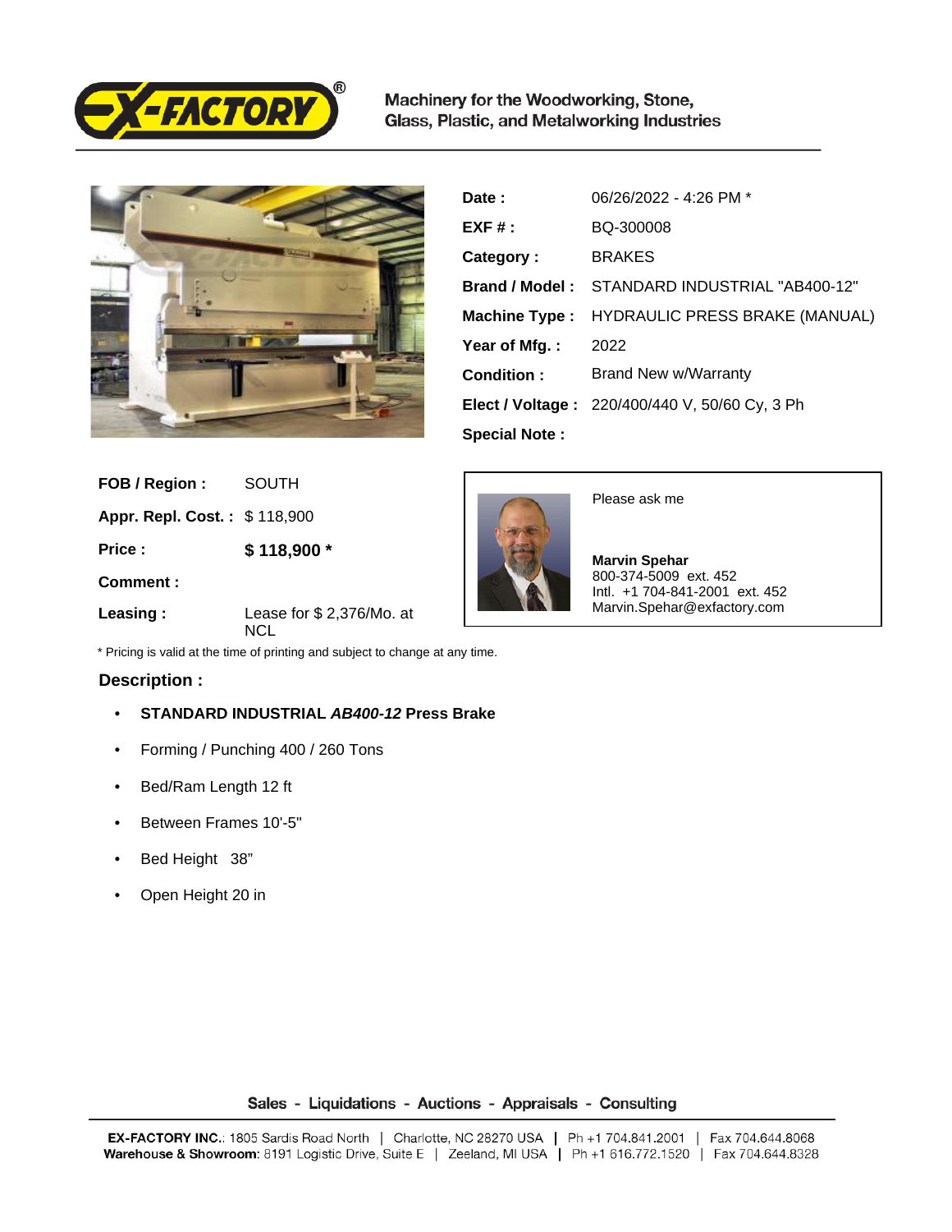Machinery for the Woodworking, Stone, Glass, Plastic, and Metalworking Industries

| | |
|---|---|
| **Date :** | 06/26/2022 - 4:26 PM * |
| **EXF # :** | BQ-300008 |
| **Category :** | BRAKES |
| **Brand / Model :** | STANDARD INDUSTRIAL "AB400-12" |
| **Machine Type :** | HYDRAULIC PRESS BRAKE (MANUAL) |
| **Year of Mfg. :** | 2022 |
| **Condition :** | Brand New w/Warranty |
| **Elect / Voltage :** | 220/400/440 V, 50/60 Cy, 3 Ph |
| **Special Note :** | |

| | |
|---|---|
| **FOB / Region :** | SOUTH |
| **Appr. Repl. Cost. :** | $ 118,900 |
| **Price :** | **$ 118,900 *** |
| **Comment :** | |
| **Leasing :** | Lease for $ 2,376/Mo. at NCL |

Please ask me

**Marvin Spehar**
800-374-5009 ext. 452
Intl. +1 704-841-2001 ext. 452
Marvin.Spehar@exfactory.com

* Pricing is valid at the time of printing and subject to change at any time.

**Description :**

- **STANDARD INDUSTRIAL *AB400-12* Press Brake**
- Forming / Punching 400 / 260 Tons
- Bed/Ram Length 12 ft
- Between Frames 10'-5"
- Bed Height 38"
- Open Height 20 in

Sales - Liquidations - Auctions - Appraisals - Consulting

**EX-FACTORY INC.**: 1805 Sardis Road North | Charlotte, NC 28270 USA | Ph +1 704.841.2001 | Fax 704.644.8068
**Warehouse & Showroom**: 8191 Logistic Drive, Suite E | Zeeland, MI USA | Ph +1 616.772.1520 | Fax 704.644.8328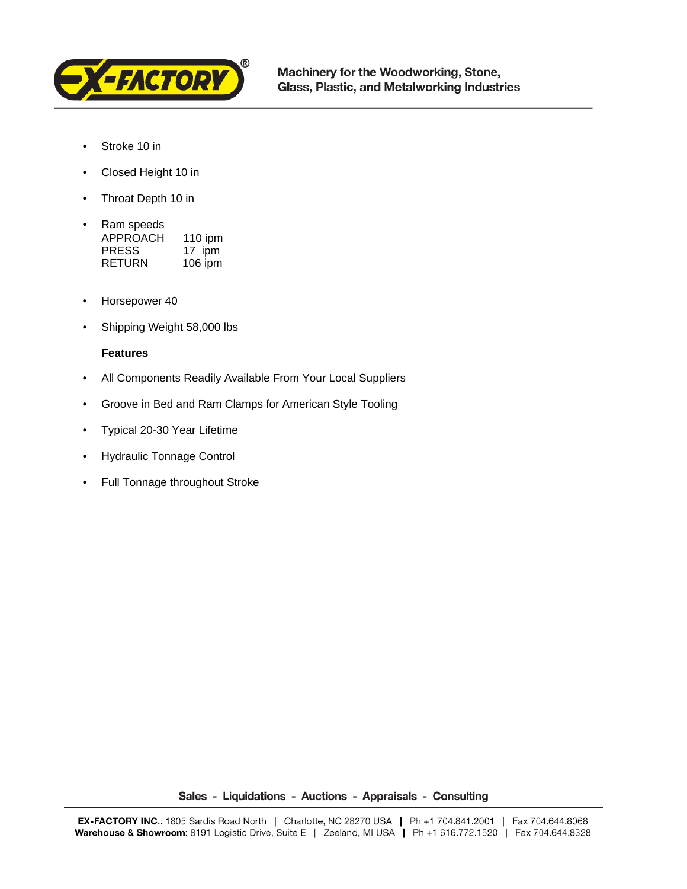- Stroke 10 in
- Closed Height 10 in
- Throat Depth 10 in
- Ram speeds

  | | |
  |---|---|
  | APPROACH | 110 ipm |
  | PRESS | 17 ipm |
  | RETURN | 106 ipm |

- Horsepower 40
- Shipping Weight 58,000 lbs

**Features**

- All Components Readily Available From Your Local Suppliers
- Groove in Bed and Ram Clamps for American Style Tooling
- Typical 20-30 Year Lifetime
- Hydraulic Tonnage Control
- Full Tonnage throughout Stroke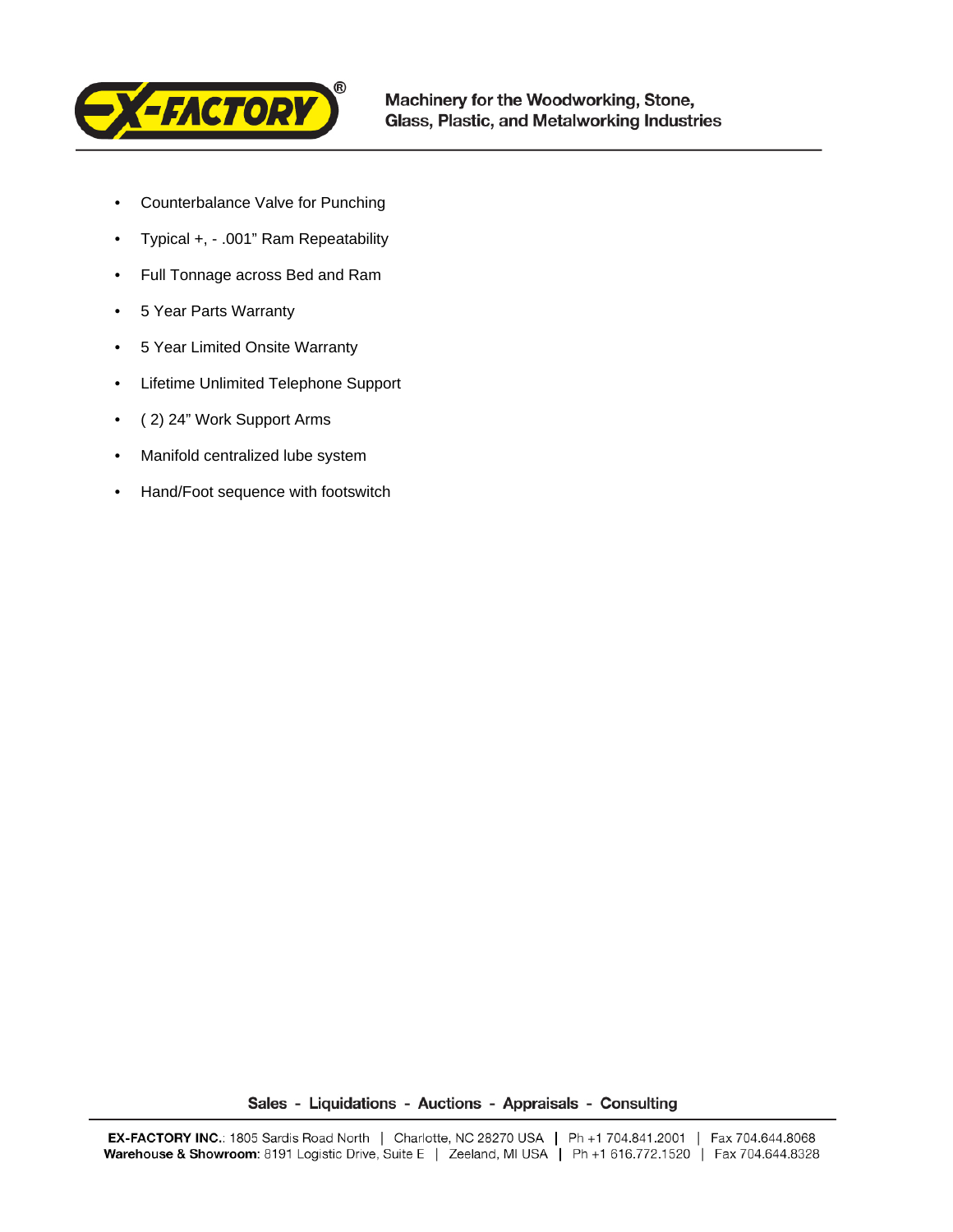- Counterbalance Valve for Punching
- Typical +, - .001" Ram Repeatability
- Full Tonnage across Bed and Ram
- 5 Year Parts Warranty
- 5 Year Limited Onsite Warranty
- Lifetime Unlimited Telephone Support
- ( 2) 24" Work Support Arms
- Manifold centralized lube system
- Hand/Foot sequence with footswitch